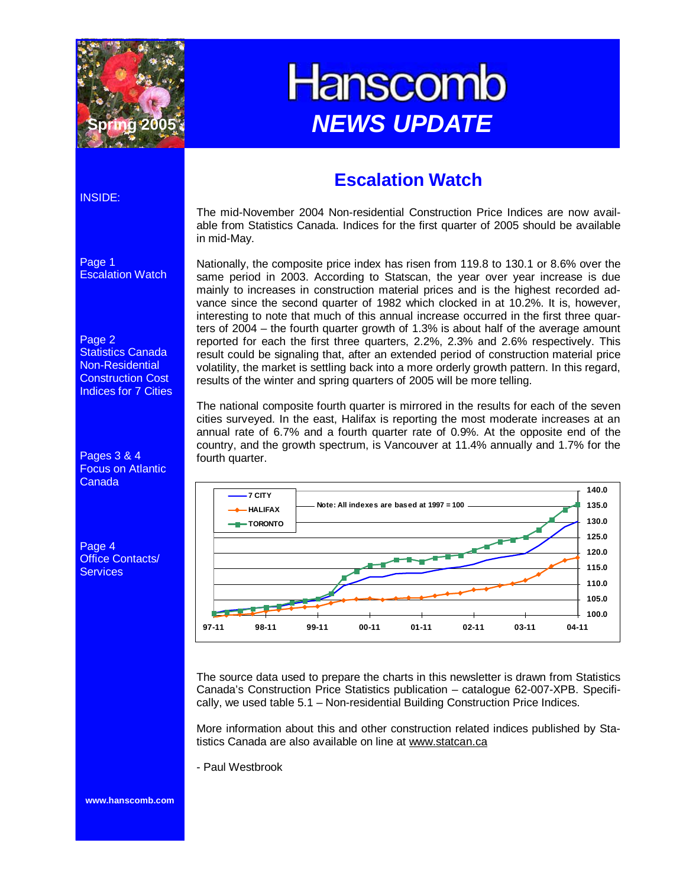# Hanscomb

## *NEWS UPDATE*

Spring 2005

INSIDE:

Page 1
Escalation Watch

Page 2
Statistics Canada Non-Residential Construction Cost Indices for 7 Cities

Pages 3 & 4
Focus on Atlantic Canada

Page 4
Office Contacts/ Services

## Escalation Watch

The mid-November 2004 Non-residential Construction Price Indices are now available from Statistics Canada. Indices for the first quarter of 2005 should be available in mid-May.

Nationally, the composite price index has risen from 119.8 to 130.1 or 8.6% over the same period in 2003. According to Statscan, the year over year increase is due mainly to increases in construction material prices and is the highest recorded advance since the second quarter of 1982 which clocked in at 10.2%. It is, however, interesting to note that much of this annual increase occurred in the first three quarters of 2004 – the fourth quarter growth of 1.3% is about half of the average amount reported for each the first three quarters, 2.2%, 2.3% and 2.6% respectively. This result could be signaling that, after an extended period of construction material price volatility, the market is settling back into a more orderly growth pattern. In this regard, results of the winter and spring quarters of 2005 will be more telling.

The national composite fourth quarter is mirrored in the results for each of the seven cities surveyed. In the east, Halifax is reporting the most moderate increases at an annual rate of 6.7% and a fourth quarter rate of 0.9%. At the opposite end of the country, and the growth spectrum, is Vancouver at 11.4% annually and 1.7% for the fourth quarter.

7 CITY
HALIFAX
TORONTO

Note: All indexes are based at 1997 = 100

The source data used to prepare the charts in this newsletter is drawn from Statistics Canada's Construction Price Statistics publication – catalogue 62-007-XPB. Specifically, we used table 5.1 – Non-residential Building Construction Price Indices.

More information about this and other construction related indices published by Statistics Canada are also available on line at www.statcan.ca

- Paul Westbrook

www.hanscomb.com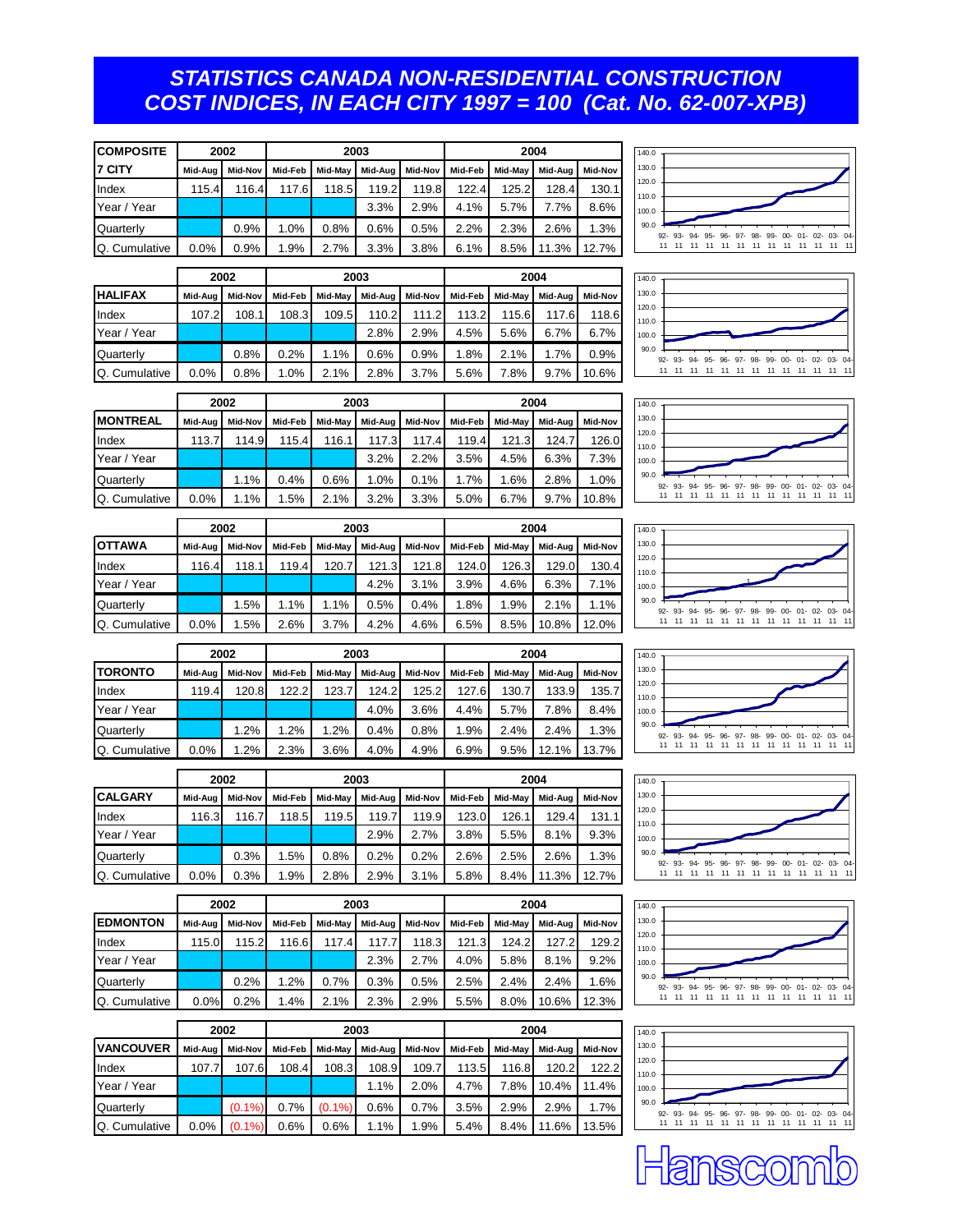# STATISTICS CANADA NON-RESIDENTIAL CONSTRUCTION COST INDICES, IN EACH CITY 1997 = 100 (Cat. No. 62-007-XPB)

| COMPOSITE | 2002 | | 2003 | | | | 2004 | | | |
|---|---|---|---|---|---|---|---|---|---|---|
| 7 CITY | Mid-Aug | Mid-Nov | Mid-Feb | Mid-May | Mid-Aug | Mid-Nov | Mid-Feb | Mid-May | Mid-Aug | Mid-Nov |
| Index | 115.4 | 116.4 | 117.6 | 118.5 | 119.2 | 119.8 | 122.4 | 125.2 | 128.4 | 130.1 |
| Year / Year | | | | | 3.3% | 2.9% | 4.1% | 5.7% | 7.7% | 8.6% |
| Quarterly | | 0.9% | 1.0% | 0.8% | 0.6% | 0.5% | 2.2% | 2.3% | 2.6% | 1.3% |
| Q. Cumulative | 0.0% | 0.9% | 1.9% | 2.7% | 3.3% | 3.8% | 6.1% | 8.5% | 11.3% | 12.7% |

| | 2002 | | 2003 | | | | 2004 | | | |
|---|---|---|---|---|---|---|---|---|---|---|
| HALIFAX | Mid-Aug | Mid-Nov | Mid-Feb | Mid-May | Mid-Aug | Mid-Nov | Mid-Feb | Mid-May | Mid-Aug | Mid-Nov |
| Index | 107.2 | 108.1 | 108.3 | 109.5 | 110.2 | 111.2 | 113.2 | 115.6 | 117.6 | 118.6 |
| Year / Year | | | | | 2.8% | 2.9% | 4.5% | 5.6% | 6.7% | 6.7% |
| Quarterly | | 0.8% | 0.2% | 1.1% | 0.6% | 0.9% | 1.8% | 2.1% | 1.7% | 0.9% |
| Q. Cumulative | 0.0% | 0.8% | 1.0% | 2.1% | 2.8% | 3.7% | 5.6% | 7.8% | 9.7% | 10.6% |

| | 2002 | | 2003 | | | | 2004 | | | |
|---|---|---|---|---|---|---|---|---|---|---|
| MONTREAL | Mid-Aug | Mid-Nov | Mid-Feb | Mid-May | Mid-Aug | Mid-Nov | Mid-Feb | Mid-May | Mid-Aug | Mid-Nov |
| Index | 113.7 | 114.9 | 115.4 | 116.1 | 117.3 | 117.4 | 119.4 | 121.3 | 124.7 | 126.0 |
| Year / Year | | | | | 3.2% | 2.2% | 3.5% | 4.5% | 6.3% | 7.3% |
| Quarterly | | 1.1% | 0.4% | 0.6% | 1.0% | 0.1% | 1.7% | 1.6% | 2.8% | 1.0% |
| Q. Cumulative | 0.0% | 1.1% | 1.5% | 2.1% | 3.2% | 3.3% | 5.0% | 6.7% | 9.7% | 10.8% |

| | 2002 | | 2003 | | | | 2004 | | | |
|---|---|---|---|---|---|---|---|---|---|---|
| OTTAWA | Mid-Aug | Mid-Nov | Mid-Feb | Mid-May | Mid-Aug | Mid-Nov | Mid-Feb | Mid-May | Mid-Aug | Mid-Nov |
| Index | 116.4 | 118.1 | 119.4 | 120.7 | 121.3 | 121.8 | 124.0 | 126.3 | 129.0 | 130.4 |
| Year / Year | | | | | 4.2% | 3.1% | 3.9% | 4.6% | 6.3% | 7.1% |
| Quarterly | | 1.5% | 1.1% | 1.1% | 0.5% | 0.4% | 1.8% | 1.9% | 2.1% | 1.1% |
| Q. Cumulative | 0.0% | 1.5% | 2.6% | 3.7% | 4.2% | 4.6% | 6.5% | 8.5% | 10.8% | 12.0% |

| | 2002 | | 2003 | | | | 2004 | | | |
|---|---|---|---|---|---|---|---|---|---|---|
| TORONTO | Mid-Aug | Mid-Nov | Mid-Feb | Mid-May | Mid-Aug | Mid-Nov | Mid-Feb | Mid-May | Mid-Aug | Mid-Nov |
| Index | 119.4 | 120.8 | 122.2 | 123.7 | 124.2 | 125.2 | 127.6 | 130.7 | 133.9 | 135.7 |
| Year / Year | | | | | 4.0% | 3.6% | 4.4% | 5.7% | 7.8% | 8.4% |
| Quarterly | | 1.2% | 1.2% | 1.2% | 0.4% | 0.8% | 1.9% | 2.4% | 2.4% | 1.3% |
| Q. Cumulative | 0.0% | 1.2% | 2.3% | 3.6% | 4.0% | 4.9% | 6.9% | 9.5% | 12.1% | 13.7% |

| | 2002 | | 2003 | | | | 2004 | | | |
|---|---|---|---|---|---|---|---|---|---|---|
| CALGARY | Mid-Aug | Mid-Nov | Mid-Feb | Mid-May | Mid-Aug | Mid-Nov | Mid-Feb | Mid-May | Mid-Aug | Mid-Nov |
| Index | 116.3 | 116.7 | 118.5 | 119.5 | 119.7 | 119.9 | 123.0 | 126.1 | 129.4 | 131.1 |
| Year / Year | | | | | 2.9% | 2.7% | 3.8% | 5.5% | 8.1% | 9.3% |
| Quarterly | | 0.3% | 1.5% | 0.8% | 0.2% | 0.2% | 2.6% | 2.5% | 2.6% | 1.3% |
| Q. Cumulative | 0.0% | 0.3% | 1.9% | 2.8% | 2.9% | 3.1% | 5.8% | 8.4% | 11.3% | 12.7% |

| | 2002 | | 2003 | | | | 2004 | | | |
|---|---|---|---|---|---|---|---|---|---|---|
| EDMONTON | Mid-Aug | Mid-Nov | Mid-Feb | Mid-May | Mid-Aug | Mid-Nov | Mid-Feb | Mid-May | Mid-Aug | Mid-Nov |
| Index | 115.0 | 115.2 | 116.6 | 117.4 | 117.7 | 118.3 | 121.3 | 124.2 | 127.2 | 129.2 |
| Year / Year | | | | | 2.3% | 2.7% | 4.0% | 5.8% | 8.1% | 9.2% |
| Quarterly | | 0.2% | 1.2% | 0.7% | 0.3% | 0.5% | 2.5% | 2.4% | 2.4% | 1.6% |
| Q. Cumulative | 0.0% | 0.2% | 1.4% | 2.1% | 2.3% | 2.9% | 5.5% | 8.0% | 10.6% | 12.3% |

| | 2002 | | 2003 | | | | 2004 | | | |
|---|---|---|---|---|---|---|---|---|---|---|
| VANCOUVER | Mid-Aug | Mid-Nov | Mid-Feb | Mid-May | Mid-Aug | Mid-Nov | Mid-Feb | Mid-May | Mid-Aug | Mid-Nov |
| Index | 107.7 | 107.6 | 108.4 | 108.3 | 108.9 | 109.7 | 113.5 | 116.8 | 120.2 | 122.2 |
| Year / Year | | | | | 1.1% | 2.0% | 4.7% | 7.8% | 10.4% | 11.4% |
| Quarterly | | (0.1%) | 0.7% | (0.1%) | 0.6% | 0.7% | 3.5% | 2.9% | 2.9% | 1.7% |
| Q. Cumulative | 0.0% | (0.1%) | 0.6% | 0.6% | 1.1% | 1.9% | 5.4% | 8.4% | 11.6% | 13.5% |

Hanscomb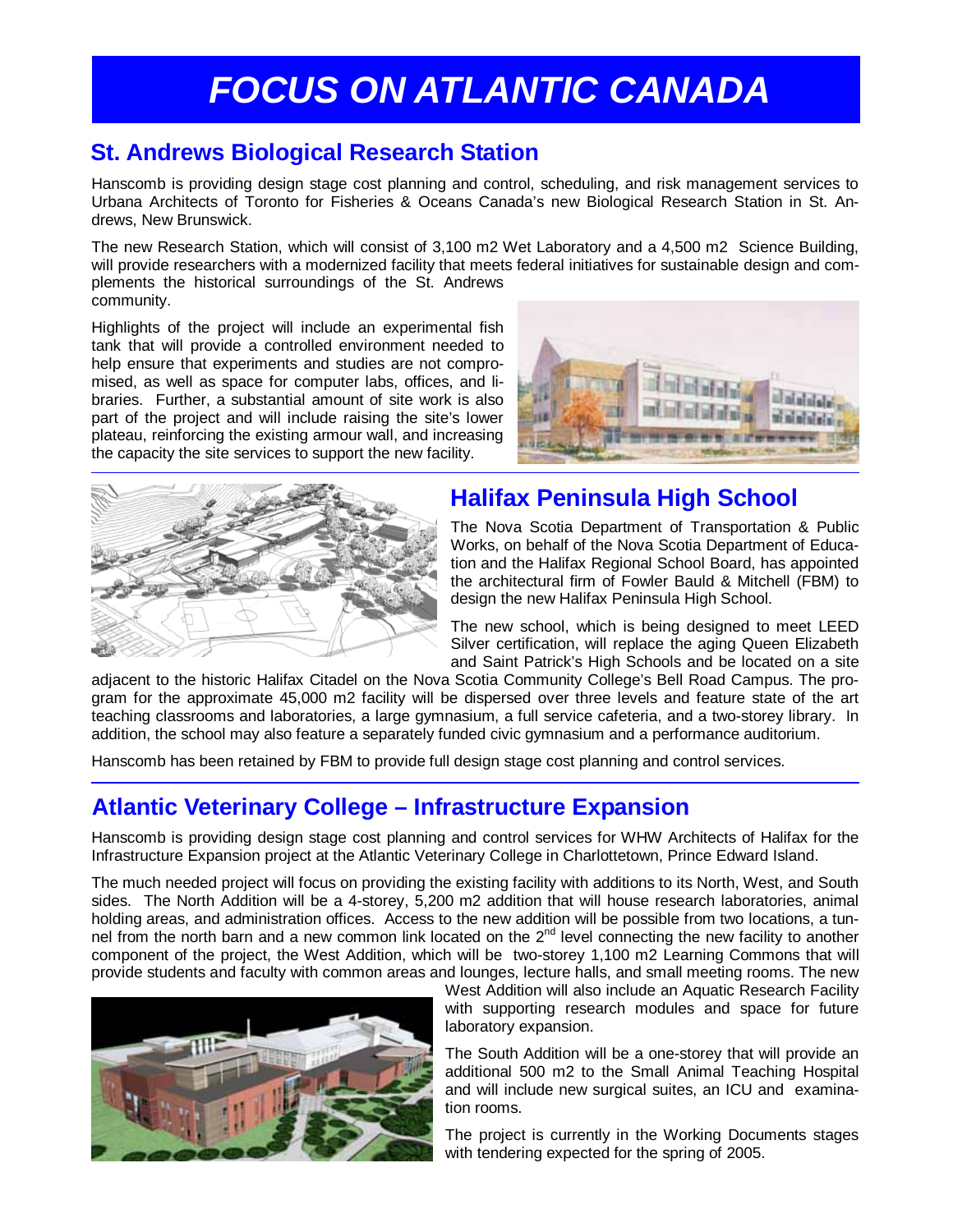# FOCUS ON ATLANTIC CANADA

## St. Andrews Biological Research Station

Hanscomb is providing design stage cost planning and control, scheduling, and risk management services to Urbana Architects of Toronto for Fisheries & Oceans Canada's new Biological Research Station in St. Andrews, New Brunswick.

The new Research Station, which will consist of 3,100 m2 Wet Laboratory and a 4,500 m2 Science Building, will provide researchers with a modernized facility that meets federal initiatives for sustainable design and complements the historical surroundings of the St. Andrews community.

Highlights of the project will include an experimental fish tank that will provide a controlled environment needed to help ensure that experiments and studies are not compromised, as well as space for computer labs, offices, and libraries. Further, a substantial amount of site work is also part of the project and will include raising the site's lower plateau, reinforcing the existing armour wall, and increasing the capacity the site services to support the new facility.

## Halifax Peninsula High School

The Nova Scotia Department of Transportation & Public Works, on behalf of the Nova Scotia Department of Education and the Halifax Regional School Board, has appointed the architectural firm of Fowler Bauld & Mitchell (FBM) to design the new Halifax Peninsula High School.

The new school, which is being designed to meet LEED Silver certification, will replace the aging Queen Elizabeth and Saint Patrick's High Schools and be located on a site adjacent to the historic Halifax Citadel on the Nova Scotia Community College's Bell Road Campus. The program for the approximate 45,000 m2 facility will be dispersed over three levels and feature state of the art teaching classrooms and laboratories, a large gymnasium, a full service cafeteria, and a two-storey library. In addition, the school may also feature a separately funded civic gymnasium and a performance auditorium.

Hanscomb has been retained by FBM to provide full design stage cost planning and control services.

## Atlantic Veterinary College – Infrastructure Expansion

Hanscomb is providing design stage cost planning and control services for WHW Architects of Halifax for the Infrastructure Expansion project at the Atlantic Veterinary College in Charlottetown, Prince Edward Island.

The much needed project will focus on providing the existing facility with additions to its North, West, and South sides. The North Addition will be a 4-storey, 5,200 m2 addition that will house research laboratories, animal holding areas, and administration offices. Access to the new addition will be possible from two locations, a tunnel from the north barn and a new common link located on the 2nd level connecting the new facility to another component of the project, the West Addition, which will be two-storey 1,100 m2 Learning Commons that will provide students and faculty with common areas and lounges, lecture halls, and small meeting rooms. The new West Addition will also include an Aquatic Research Facility with supporting research modules and space for future laboratory expansion.

The South Addition will be a one-storey that will provide an additional 500 m2 to the Small Animal Teaching Hospital and will include new surgical suites, an ICU and examination rooms.

The project is currently in the Working Documents stages with tendering expected for the spring of 2005.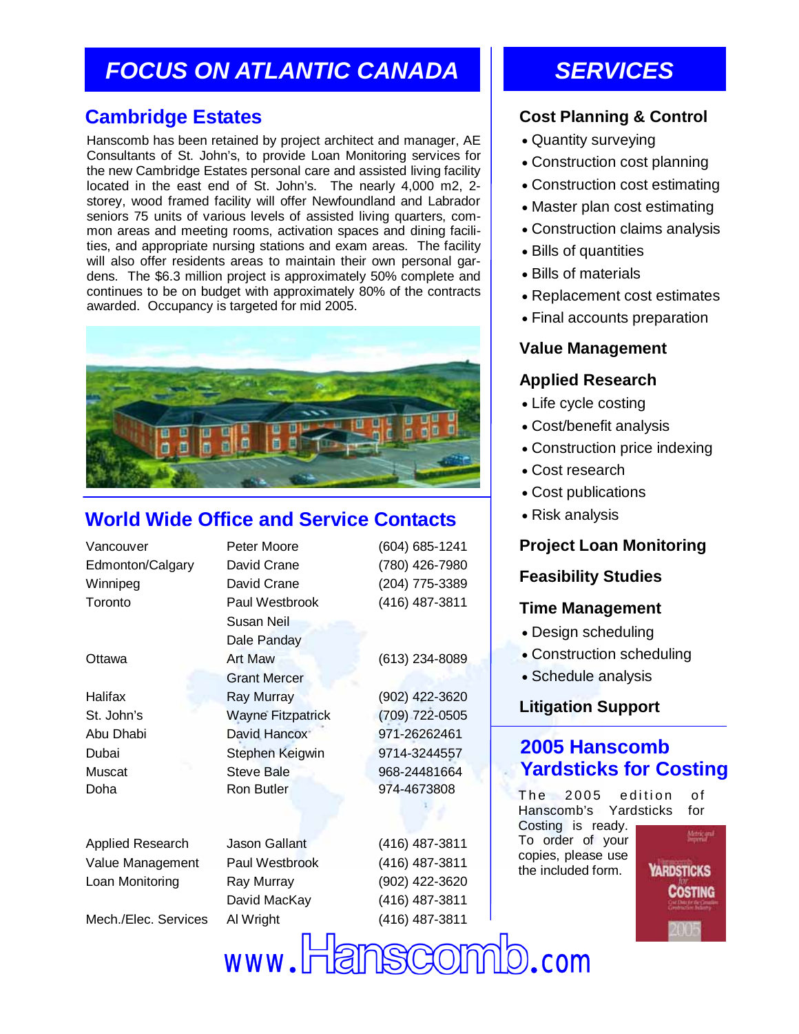# FOCUS ON ATLANTIC CANADA

## Cambridge Estates

Hanscomb has been retained by project architect and manager, AE Consultants of St. John's, to provide Loan Monitoring services for the new Cambridge Estates personal care and assisted living facility located in the east end of St. John's. The nearly 4,000 m2, 2-storey, wood framed facility will offer Newfoundland and Labrador seniors 75 units of various levels of assisted living quarters, common areas and meeting rooms, activation spaces and dining facilities, and appropriate nursing stations and exam areas. The facility will also offer residents areas to maintain their own personal gardens. The $6.3 million project is approximately 50% complete and continues to be on budget with approximately 80% of the contracts awarded. Occupancy is targeted for mid 2005.

## World Wide Office and Service Contacts

| | | |
|---|---|---|
| Vancouver | Peter Moore | (604) 685-1241 |
| Edmonton/Calgary | David Crane | (780) 426-7980 |
| Winnipeg | David Crane | (204) 775-3389 |
| Toronto | Paul Westbrook | (416) 487-3811 |
| | Susan Neil | |
| | Dale Panday | |
| Ottawa | Art Maw | (613) 234-8089 |
| | Grant Mercer | |
| Halifax | Ray Murray | (902) 422-3620 |
| St. John's | Wayne Fitzpatrick | (709) 722-0505 |
| Abu Dhabi | David Hancox | 971-26262461 |
| Dubai | Stephen Keigwin | 9714-3244557 |
| Muscat | Steve Bale | 968-24481664 |
| Doha | Ron Butler | 974-4673808 |
| | | |
| Applied Research | Jason Gallant | (416) 487-3811 |
| Value Management | Paul Westbrook | (416) 487-3811 |
| Loan Monitoring | Ray Murray | (902) 422-3620 |
| | David MacKay | (416) 487-3811 |
| Mech./Elec. Services | Al Wright | (416) 487-3811 |

# SERVICES

### Cost Planning & Control

- Quantity surveying
- Construction cost planning
- Construction cost estimating
- Master plan cost estimating
- Construction claims analysis
- Bills of quantities
- Bills of materials
- Replacement cost estimates
- Final accounts preparation

### Value Management

### Applied Research

- Life cycle costing
- Cost/benefit analysis
- Construction price indexing
- Cost research
- Cost publications
- Risk analysis

### Project Loan Monitoring

### Feasibility Studies

### Time Management

- Design scheduling
- Construction scheduling
- Schedule analysis

### Litigation Support

## 2005 Hanscomb Yardsticks for Costing

The 2005 edition of Hanscomb's Yardsticks for Costing is ready. To order of your copies, please use the included form.

www.Hanscomb.com